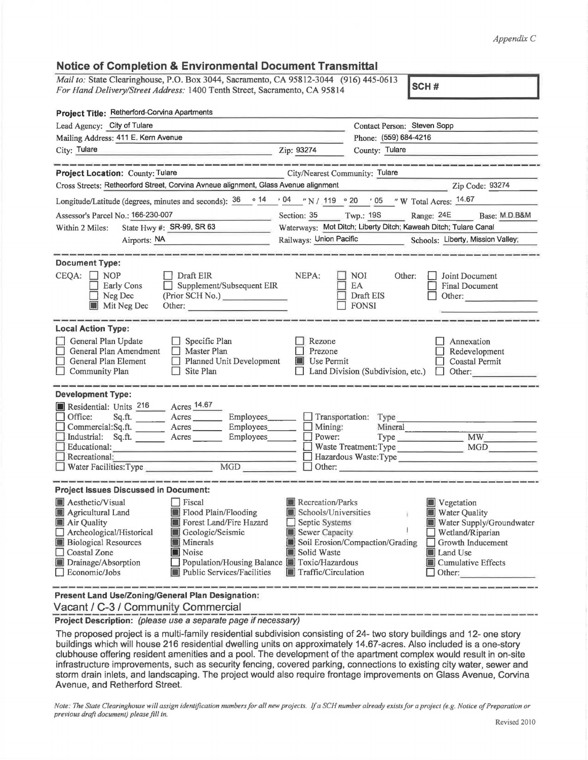*Appendix C*

## Notice of Completion & Environmental Document Transmittal

*Mail to:* State Clearinghouse, P.O. Box 3044, Sacramento, CA 95812-3044 (916) 445-0613
*For Hand Delivery/Street Address:* 1400 Tenth Street, Sacramento, CA 95814

**SCH #**

**Project Title:** Retherford-Corvina Apartments

Lead Agency: City of Tulare — Contact Person: Steven Sopp

Mailing Address: 411 E. Kern Avenue — Phone: (559) 684-4216

City: Tulare — Zip: 93274 — County: Tulare

---

**Project Location:** County: Tulare — City/Nearest Community: Tulare

Cross Streets: Retheorford Street, Corvina Avneue alignment, Glass Avenue alignment — Zip Code: 93274

Longitude/Latitude (degrees, minutes and seconds): 36 ° 14 ′ 04 ″ N / 119 ° 20 ′ 05 ″ W Total Acres: 14.67

Assessor's Parcel No.: 166-230-007 — Section: 35 — Twp.: 19S — Range: 24E — Base: M.D.B&M

Within 2 Miles: State Hwy #: SR-99, SR 63 — Waterways: Mot Ditch; Liberty Ditch; Kaweah Ditch; Tulare Canal

Airports: NA — Railways: Union Pacific — Schools: Liberty, Mission Valley;

---

**Document Type:**

CEQA:
- ☐ NOP
- ☐ Early Cons
- ☐ Neg Dec
- ■ Mit Neg Dec
- ☐ Draft EIR
- ☐ Supplement/Subsequent EIR (Prior SCH No.) ______
- Other: ______

NEPA:
- ☐ NOI
- ☐ EA
- ☐ Draft EIS
- ☐ FONSI

Other:
- ☐ Joint Document
- ☐ Final Document
- ☐ Other: ______

---

**Local Action Type:**

- ☐ General Plan Update
- ☐ General Plan Amendment
- ☐ General Plan Element
- ☐ Community Plan
- ☐ Specific Plan
- ☐ Master Plan
- ☐ Planned Unit Development
- ☐ Site Plan
- ☐ Rezone
- ☐ Prezone
- ■ Use Permit
- ☐ Land Division (Subdivision, etc.)
- ☐ Annexation
- ☐ Redevelopment
- ☐ Coastal Permit
- ☐ Other: ______

---

**Development Type:**

- ■ Residential: Units 216 Acres 14.67
- ☐ Office: Sq.ft. ____ Acres ____ Employees ____
- ☐ Commercial: Sq.ft. ____ Acres ____ Employees ____
- ☐ Industrial: Sq.ft. ____ Acres ____ Employees ____
- ☐ Educational: ______
- ☐ Recreational: ______
- ☐ Water Facilities: Type ____ MGD ____
- ☐ Transportation: Type ______
- ☐ Mining: Mineral ______
- ☐ Power: Type ____ MW ____
- ☐ Waste Treatment: Type ____ MGD ____
- ☐ Hazardous Waste: Type ______
- ☐ Other: ______

---

**Project Issues Discussed in Document:**

- ■ Aesthetic/Visual
- ■ Agricultural Land
- ■ Air Quality
- ☐ Archeological/Historical
- ■ Biological Resources
- ☐ Coastal Zone
- ■ Drainage/Absorption
- ☐ Economic/Jobs
- ☐ Fiscal
- ■ Flood Plain/Flooding
- ■ Forest Land/Fire Hazard
- ■ Geologic/Seismic
- ■ Minerals
- ■ Noise
- ☐ Population/Housing Balance
- ■ Public Services/Facilities
- ■ Recreation/Parks
- ■ Schools/Universities
- ☐ Septic Systems
- ■ Sewer Capacity
- ■ Soil Erosion/Compaction/Grading
- ■ Solid Waste
- ■ Toxic/Hazardous
- ■ Traffic/Circulation
- ■ Vegetation
- ■ Water Quality
- ■ Water Supply/Groundwater
- ☐ Wetland/Riparian
- ☐ Growth Inducement
- ■ Land Use
- ■ Cumulative Effects
- ☐ Other: ______

---

**Present Land Use/Zoning/General Plan Designation:**

Vacant / C-3 / Community Commercial

**Project Description:** *(please use a separate page if necessary)*

The proposed project is a multi-family residential subdivision consisting of 24- two story buildings and 12- one story buildings which will house 216 residential dwelling units on approximately 14.67-acres. Also included is a one-story clubhouse offering resident amenities and a pool. The development of the apartment complex would result in on-site infrastructure improvements, such as security fencing, covered parking, connections to existing city water, sewer and storm drain inlets, and landscaping. The project would also require frontage improvements on Glass Avenue, Corvina Avenue, and Retherford Street.

*Note: The State Clearinghouse will assign identification numbers for all new projects. If a SCH number already exists for a project (e.g. Notice of Preparation or previous draft document) please fill in.*

Revised 2010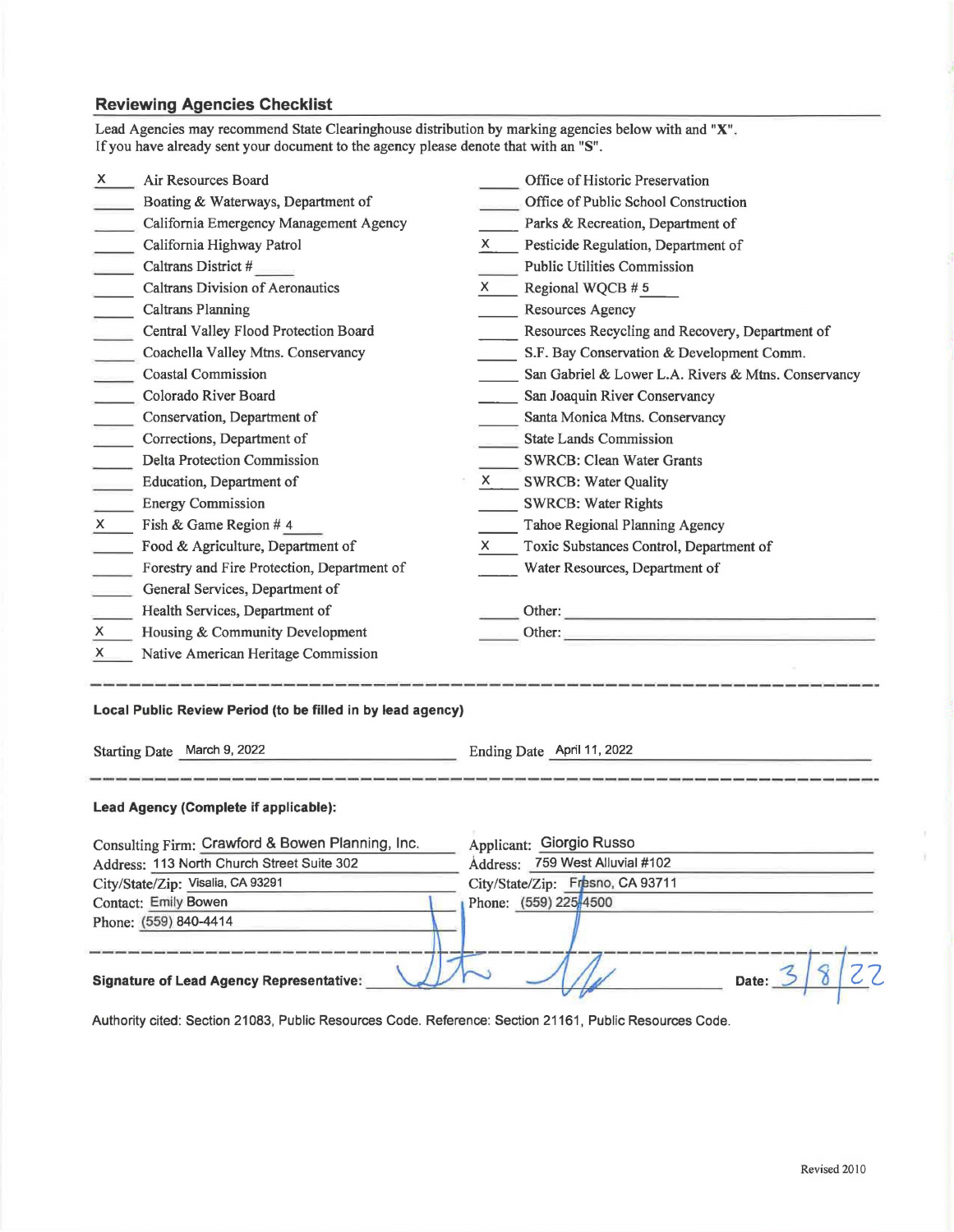## Reviewing Agencies Checklist

Lead Agencies may recommend State Clearinghouse distribution by marking agencies below with and "X".
If you have already sent your document to the agency please denote that with an "S".

| | | | |
|---|---|---|---|
| X | Air Resources Board | | Office of Historic Preservation |
| | Boating & Waterways, Department of | | Office of Public School Construction |
| | California Emergency Management Agency | | Parks & Recreation, Department of |
| | California Highway Patrol | X | Pesticide Regulation, Department of |
| | Caltrans District # ____ | | Public Utilities Commission |
| | Caltrans Division of Aeronautics | X | Regional WQCB # 5 |
| | Caltrans Planning | | Resources Agency |
| | Central Valley Flood Protection Board | | Resources Recycling and Recovery, Department of |
| | Coachella Valley Mtns. Conservancy | | S.F. Bay Conservation & Development Comm. |
| | Coastal Commission | | San Gabriel & Lower L.A. Rivers & Mtns. Conservancy |
| | Colorado River Board | | San Joaquin River Conservancy |
| | Conservation, Department of | | Santa Monica Mtns. Conservancy |
| | Corrections, Department of | | State Lands Commission |
| | Delta Protection Commission | | SWRCB: Clean Water Grants |
| | Education, Department of | X | SWRCB: Water Quality |
| | Energy Commission | | SWRCB: Water Rights |
| X | Fish & Game Region # 4 | | Tahoe Regional Planning Agency |
| | Food & Agriculture, Department of | X | Toxic Substances Control, Department of |
| | Forestry and Fire Protection, Department of | | Water Resources, Department of |
| | General Services, Department of | | |
| | Health Services, Department of | | Other: |
| X | Housing & Community Development | | Other: |
| X | Native American Heritage Commission | | |

---

**Local Public Review Period (to be filled in by lead agency)**

Starting Date March 9, 2022 Ending Date April 11, 2022

---

**Lead Agency (Complete if applicable):**

| | |
|---|---|
| Consulting Firm: Crawford & Bowen Planning, Inc. | Applicant: Giorgio Russo |
| Address: 113 North Church Street Suite 302 | Address: 759 West Alluvial #102 |
| City/State/Zip: Visalia, CA 93291 | City/State/Zip: Fresno, CA 93711 |
| Contact: Emily Bowen | Phone: (559) 225-4500 |
| Phone: (559) 840-4414 | |

---

**Signature of Lead Agency Representative:** [signature] **Date:** 3/8/22

Authority cited: Section 21083, Public Resources Code. Reference: Section 21161, Public Resources Code.

Revised 2010